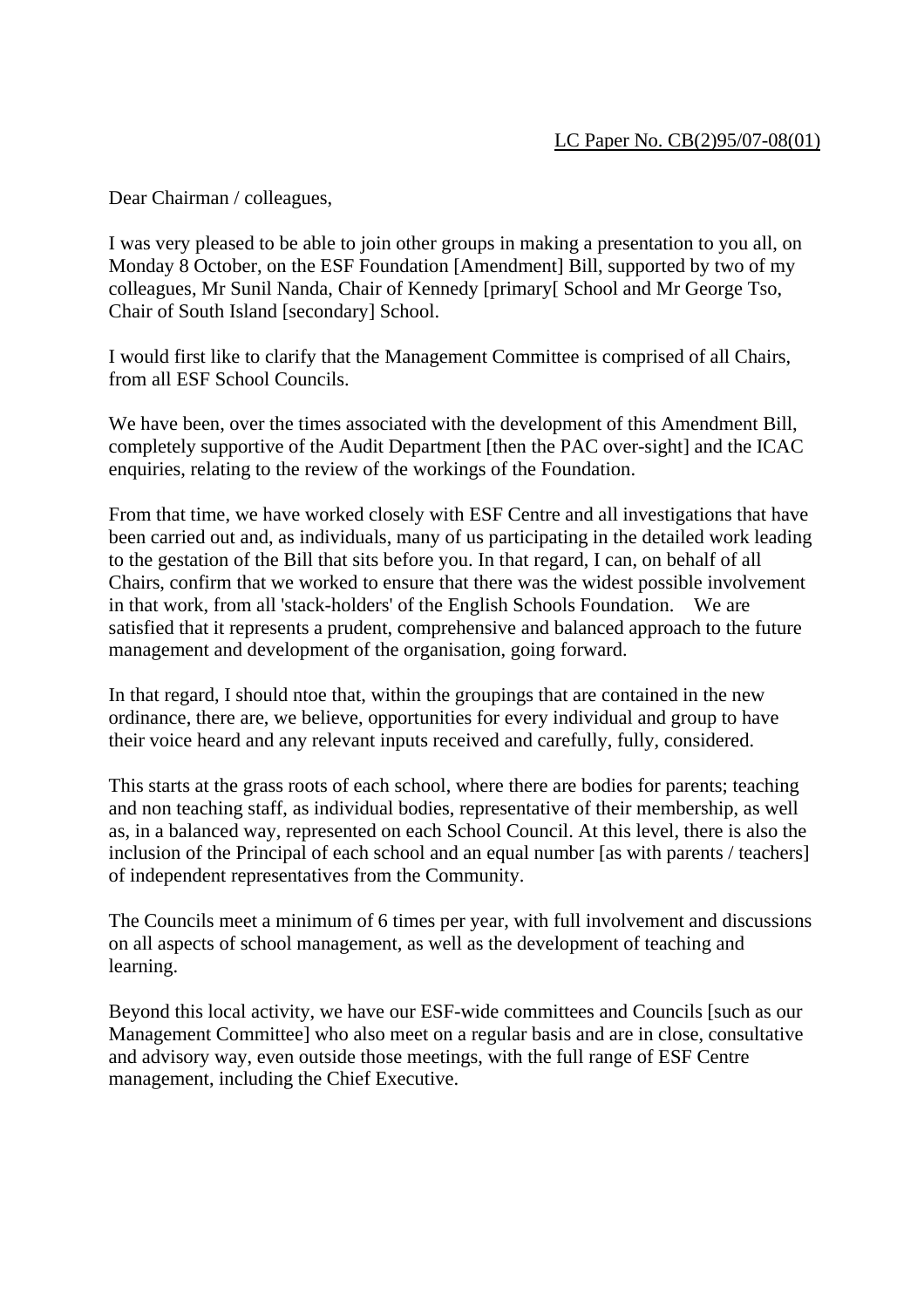LC Paper No. CB(2)95/07-08(01)

Dear Chairman / colleagues,

I was very pleased to be able to join other groups in making a presentation to you all, on Monday 8 October, on the ESF Foundation [Amendment] Bill, supported by two of my colleagues, Mr Sunil Nanda, Chair of Kennedy [primary[ School and Mr George Tso, Chair of South Island [secondary] School.

I would first like to clarify that the Management Committee is comprised of all Chairs, from all ESF School Councils.

We have been, over the times associated with the development of this Amendment Bill, completely supportive of the Audit Department [then the PAC over-sight] and the ICAC enquiries, relating to the review of the workings of the Foundation.

From that time, we have worked closely with ESF Centre and all investigations that have been carried out and, as individuals, many of us participating in the detailed work leading to the gestation of the Bill that sits before you. In that regard, I can, on behalf of all Chairs, confirm that we worked to ensure that there was the widest possible involvement in that work, from all 'stack-holders' of the English Schools Foundation. We are satisfied that it represents a prudent, comprehensive and balanced approach to the future management and development of the organisation, going forward.

In that regard, I should ntoe that, within the groupings that are contained in the new ordinance, there are, we believe, opportunities for every individual and group to have their voice heard and any relevant inputs received and carefully, fully, considered.

This starts at the grass roots of each school, where there are bodies for parents; teaching and non teaching staff, as individual bodies, representative of their membership, as well as, in a balanced way, represented on each School Council. At this level, there is also the inclusion of the Principal of each school and an equal number [as with parents / teachers] of independent representatives from the Community.

The Councils meet a minimum of 6 times per year, with full involvement and discussions on all aspects of school management, as well as the development of teaching and learning.

Beyond this local activity, we have our ESF-wide committees and Councils [such as our Management Committee] who also meet on a regular basis and are in close, consultative and advisory way, even outside those meetings, with the full range of ESF Centre management, including the Chief Executive.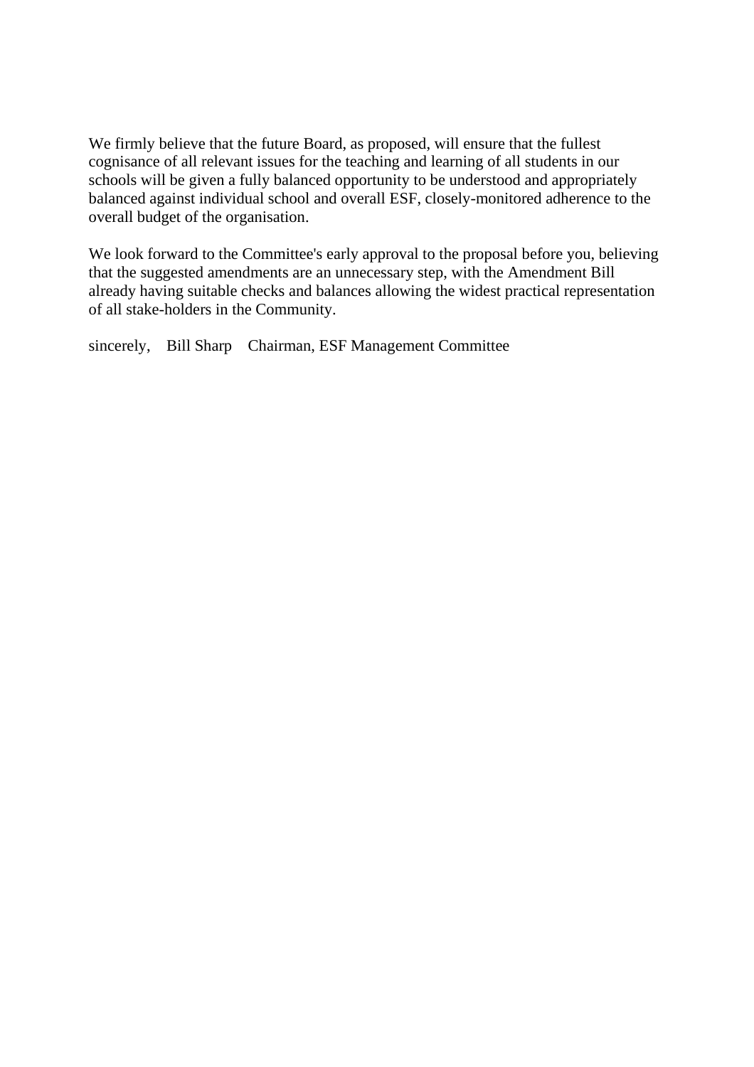We firmly believe that the future Board, as proposed, will ensure that the fullest cognisance of all relevant issues for the teaching and learning of all students in our schools will be given a fully balanced opportunity to be understood and appropriately balanced against individual school and overall ESF, closely-monitored adherence to the overall budget of the organisation.

We look forward to the Committee's early approval to the proposal before you, believing that the suggested amendments are an unnecessary step, with the Amendment Bill already having suitable checks and balances allowing the widest practical representation of all stake-holders in the Community.

sincerely, Bill Sharp Chairman, ESF Management Committee